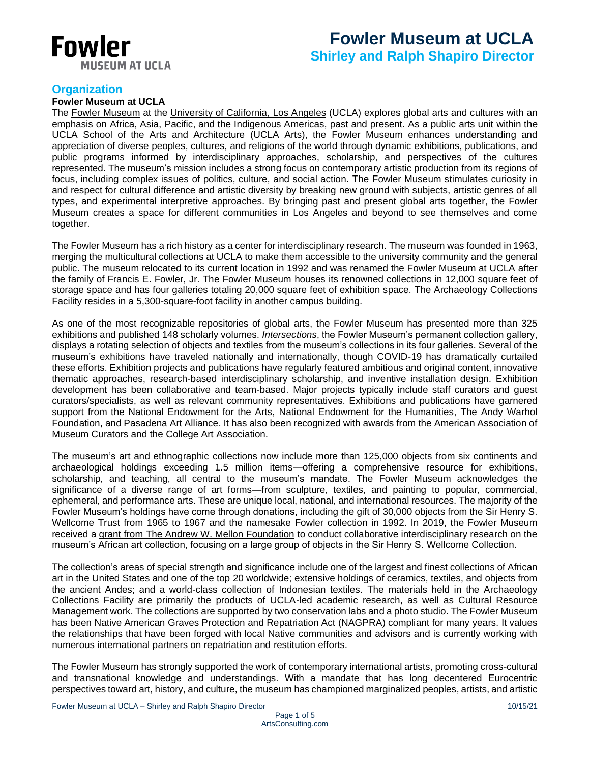# Fowler Museum at UCLA

## Shirley and Ralph Shapiro Director

## Organization

### Fowler Museum at UCLA

The Fowler Museum at the University of California, Los Angeles (UCLA) explores global arts and cultures with an emphasis on Africa, Asia, Pacific, and the Indigenous Americas, past and present. As a public arts unit within the UCLA School of the Arts and Architecture (UCLA Arts), the Fowler Museum enhances understanding and appreciation of diverse peoples, cultures, and religions of the world through dynamic exhibitions, publications, and public programs informed by interdisciplinary approaches, scholarship, and perspectives of the cultures represented. The museum's mission includes a strong focus on contemporary artistic production from its regions of focus, including complex issues of politics, culture, and social action. The Fowler Museum stimulates curiosity in and respect for cultural difference and artistic diversity by breaking new ground with subjects, artistic genres of all types, and experimental interpretive approaches. By bringing past and present global arts together, the Fowler Museum creates a space for different communities in Los Angeles and beyond to see themselves and come together.

The Fowler Museum has a rich history as a center for interdisciplinary research. The museum was founded in 1963, merging the multicultural collections at UCLA to make them accessible to the university community and the general public. The museum relocated to its current location in 1992 and was renamed the Fowler Museum at UCLA after the family of Francis E. Fowler, Jr. The Fowler Museum houses its renowned collections in 12,000 square feet of storage space and has four galleries totaling 20,000 square feet of exhibition space. The Archaeology Collections Facility resides in a 5,300-square-foot facility in another campus building.

As one of the most recognizable repositories of global arts, the Fowler Museum has presented more than 325 exhibitions and published 148 scholarly volumes. *Intersections*, the Fowler Museum's permanent collection gallery, displays a rotating selection of objects and textiles from the museum's collections in its four galleries. Several of the museum's exhibitions have traveled nationally and internationally, though COVID-19 has dramatically curtailed these efforts. Exhibition projects and publications have regularly featured ambitious and original content, innovative thematic approaches, research-based interdisciplinary scholarship, and inventive installation design. Exhibition development has been collaborative and team-based. Major projects typically include staff curators and guest curators/specialists, as well as relevant community representatives. Exhibitions and publications have garnered support from the National Endowment for the Arts, National Endowment for the Humanities, The Andy Warhol Foundation, and Pasadena Art Alliance. It has also been recognized with awards from the American Association of Museum Curators and the College Art Association.

The museum's art and ethnographic collections now include more than 125,000 objects from six continents and archaeological holdings exceeding 1.5 million items—offering a comprehensive resource for exhibitions, scholarship, and teaching, all central to the museum's mandate. The Fowler Museum acknowledges the significance of a diverse range of art forms—from sculpture, textiles, and painting to popular, commercial, ephemeral, and performance arts. These are unique local, national, and international resources. The majority of the Fowler Museum's holdings have come through donations, including the gift of 30,000 objects from the Sir Henry S. Wellcome Trust from 1965 to 1967 and the namesake Fowler collection in 1992. In 2019, the Fowler Museum received a grant from The Andrew W. Mellon Foundation to conduct collaborative interdisciplinary research on the museum's African art collection, focusing on a large group of objects in the Sir Henry S. Wellcome Collection.

The collection's areas of special strength and significance include one of the largest and finest collections of African art in the United States and one of the top 20 worldwide; extensive holdings of ceramics, textiles, and objects from the ancient Andes; and a world-class collection of Indonesian textiles. The materials held in the Archaeology Collections Facility are primarily the products of UCLA-led academic research, as well as Cultural Resource Management work. The collections are supported by two conservation labs and a photo studio. The Fowler Museum has been Native American Graves Protection and Repatriation Act (NAGPRA) compliant for many years. It values the relationships that have been forged with local Native communities and advisors and is currently working with numerous international partners on repatriation and restitution efforts.

The Fowler Museum has strongly supported the work of contemporary international artists, promoting cross-cultural and transnational knowledge and understandings. With a mandate that has long decentered Eurocentric perspectives toward art, history, and culture, the museum has championed marginalized peoples, artists, and artistic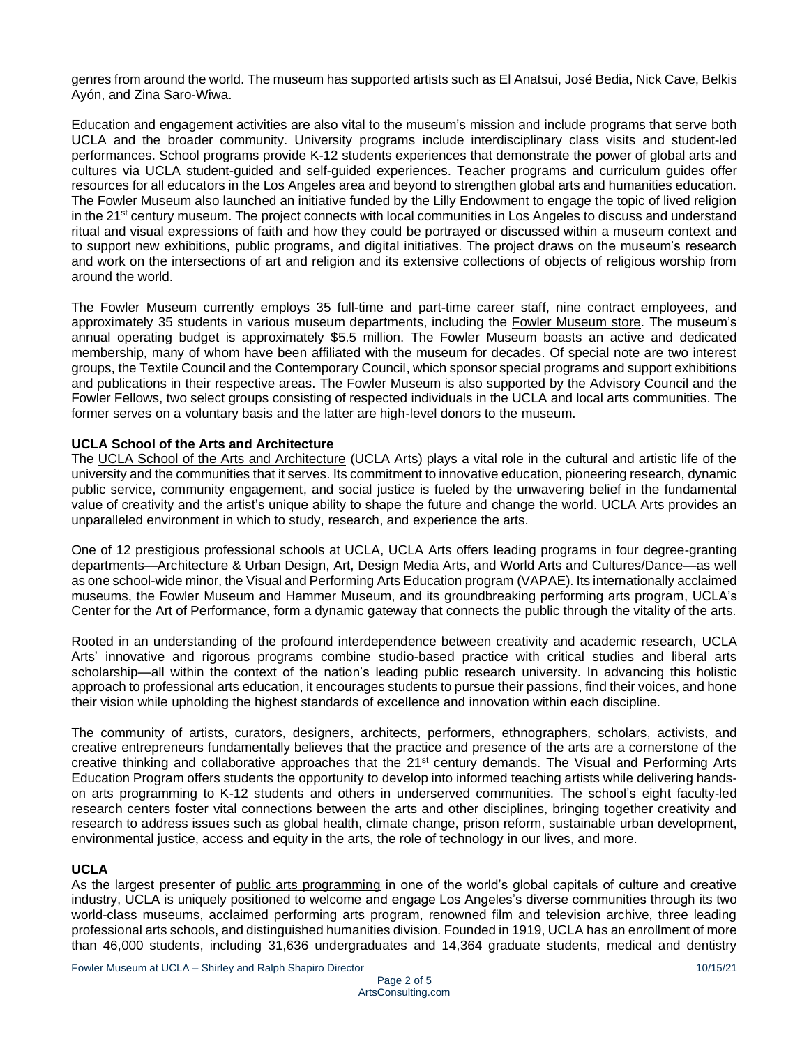genres from around the world. The museum has supported artists such as El Anatsui, José Bedia, Nick Cave, Belkis Ayón, and Zina Saro-Wiwa.

Education and engagement activities are also vital to the museum's mission and include programs that serve both UCLA and the broader community. University programs include interdisciplinary class visits and student-led performances. School programs provide K-12 students experiences that demonstrate the power of global arts and cultures via UCLA student-guided and self-guided experiences. Teacher programs and curriculum guides offer resources for all educators in the Los Angeles area and beyond to strengthen global arts and humanities education. The Fowler Museum also launched an initiative funded by the Lilly Endowment to engage the topic of lived religion in the 21st century museum. The project connects with local communities in Los Angeles to discuss and understand ritual and visual expressions of faith and how they could be portrayed or discussed within a museum context and to support new exhibitions, public programs, and digital initiatives. The project draws on the museum's research and work on the intersections of art and religion and its extensive collections of objects of religious worship from around the world.

The Fowler Museum currently employs 35 full-time and part-time career staff, nine contract employees, and approximately 35 students in various museum departments, including the Fowler Museum store. The museum's annual operating budget is approximately $5.5 million. The Fowler Museum boasts an active and dedicated membership, many of whom have been affiliated with the museum for decades. Of special note are two interest groups, the Textile Council and the Contemporary Council, which sponsor special programs and support exhibitions and publications in their respective areas. The Fowler Museum is also supported by the Advisory Council and the Fowler Fellows, two select groups consisting of respected individuals in the UCLA and local arts communities. The former serves on a voluntary basis and the latter are high-level donors to the museum.

**UCLA School of the Arts and Architecture**

The UCLA School of the Arts and Architecture (UCLA Arts) plays a vital role in the cultural and artistic life of the university and the communities that it serves. Its commitment to innovative education, pioneering research, dynamic public service, community engagement, and social justice is fueled by the unwavering belief in the fundamental value of creativity and the artist's unique ability to shape the future and change the world. UCLA Arts provides an unparalleled environment in which to study, research, and experience the arts.

One of 12 prestigious professional schools at UCLA, UCLA Arts offers leading programs in four degree-granting departments—Architecture & Urban Design, Art, Design Media Arts, and World Arts and Cultures/Dance—as well as one school-wide minor, the Visual and Performing Arts Education program (VAPAE). Its internationally acclaimed museums, the Fowler Museum and Hammer Museum, and its groundbreaking performing arts program, UCLA's Center for the Art of Performance, form a dynamic gateway that connects the public through the vitality of the arts.

Rooted in an understanding of the profound interdependence between creativity and academic research, UCLA Arts' innovative and rigorous programs combine studio-based practice with critical studies and liberal arts scholarship—all within the context of the nation's leading public research university. In advancing this holistic approach to professional arts education, it encourages students to pursue their passions, find their voices, and hone their vision while upholding the highest standards of excellence and innovation within each discipline.

The community of artists, curators, designers, architects, performers, ethnographers, scholars, activists, and creative entrepreneurs fundamentally believes that the practice and presence of the arts are a cornerstone of the creative thinking and collaborative approaches that the 21st century demands. The Visual and Performing Arts Education Program offers students the opportunity to develop into informed teaching artists while delivering hands-on arts programming to K-12 students and others in underserved communities. The school's eight faculty-led research centers foster vital connections between the arts and other disciplines, bringing together creativity and research to address issues such as global health, climate change, prison reform, sustainable urban development, environmental justice, access and equity in the arts, the role of technology in our lives, and more.

**UCLA**

As the largest presenter of public arts programming in one of the world's global capitals of culture and creative industry, UCLA is uniquely positioned to welcome and engage Los Angeles's diverse communities through its two world-class museums, acclaimed performing arts program, renowned film and television archive, three leading professional arts schools, and distinguished humanities division. Founded in 1919, UCLA has an enrollment of more than 46,000 students, including 31,636 undergraduates and 14,364 graduate students, medical and dentistry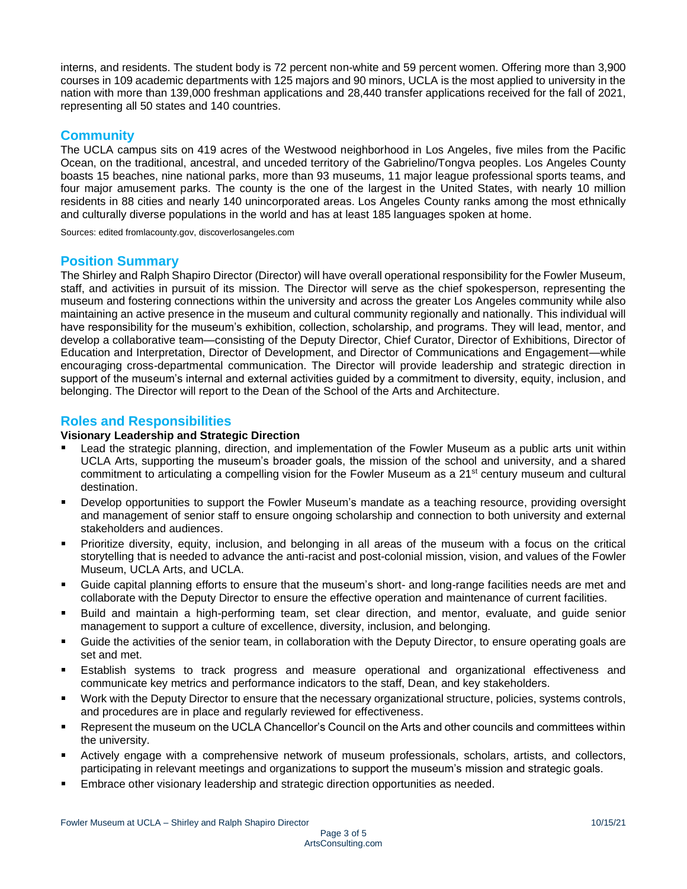interns, and residents. The student body is 72 percent non-white and 59 percent women. Offering more than 3,900 courses in 109 academic departments with 125 majors and 90 minors, UCLA is the most applied to university in the nation with more than 139,000 freshman applications and 28,440 transfer applications received for the fall of 2021, representing all 50 states and 140 countries.

## Community

The UCLA campus sits on 419 acres of the Westwood neighborhood in Los Angeles, five miles from the Pacific Ocean, on the traditional, ancestral, and unceded territory of the Gabrielino/Tongva peoples. Los Angeles County boasts 15 beaches, nine national parks, more than 93 museums, 11 major league professional sports teams, and four major amusement parks. The county is the one of the largest in the United States, with nearly 10 million residents in 88 cities and nearly 140 unincorporated areas. Los Angeles County ranks among the most ethnically and culturally diverse populations in the world and has at least 185 languages spoken at home.

Sources: edited fromlacounty.gov, discoverlosangeles.com

## Position Summary

The Shirley and Ralph Shapiro Director (Director) will have overall operational responsibility for the Fowler Museum, staff, and activities in pursuit of its mission. The Director will serve as the chief spokesperson, representing the museum and fostering connections within the university and across the greater Los Angeles community while also maintaining an active presence in the museum and cultural community regionally and nationally. This individual will have responsibility for the museum's exhibition, collection, scholarship, and programs. They will lead, mentor, and develop a collaborative team—consisting of the Deputy Director, Chief Curator, Director of Exhibitions, Director of Education and Interpretation, Director of Development, and Director of Communications and Engagement—while encouraging cross-departmental communication. The Director will provide leadership and strategic direction in support of the museum's internal and external activities guided by a commitment to diversity, equity, inclusion, and belonging. The Director will report to the Dean of the School of the Arts and Architecture.

## Roles and Responsibilities

**Visionary Leadership and Strategic Direction**

- Lead the strategic planning, direction, and implementation of the Fowler Museum as a public arts unit within UCLA Arts, supporting the museum's broader goals, the mission of the school and university, and a shared commitment to articulating a compelling vision for the Fowler Museum as a 21st century museum and cultural destination.
- Develop opportunities to support the Fowler Museum's mandate as a teaching resource, providing oversight and management of senior staff to ensure ongoing scholarship and connection to both university and external stakeholders and audiences.
- Prioritize diversity, equity, inclusion, and belonging in all areas of the museum with a focus on the critical storytelling that is needed to advance the anti-racist and post-colonial mission, vision, and values of the Fowler Museum, UCLA Arts, and UCLA.
- Guide capital planning efforts to ensure that the museum's short- and long-range facilities needs are met and collaborate with the Deputy Director to ensure the effective operation and maintenance of current facilities.
- Build and maintain a high-performing team, set clear direction, and mentor, evaluate, and guide senior management to support a culture of excellence, diversity, inclusion, and belonging.
- Guide the activities of the senior team, in collaboration with the Deputy Director, to ensure operating goals are set and met.
- Establish systems to track progress and measure operational and organizational effectiveness and communicate key metrics and performance indicators to the staff, Dean, and key stakeholders.
- Work with the Deputy Director to ensure that the necessary organizational structure, policies, systems controls, and procedures are in place and regularly reviewed for effectiveness.
- Represent the museum on the UCLA Chancellor's Council on the Arts and other councils and committees within the university.
- Actively engage with a comprehensive network of museum professionals, scholars, artists, and collectors, participating in relevant meetings and organizations to support the museum's mission and strategic goals.
- Embrace other visionary leadership and strategic direction opportunities as needed.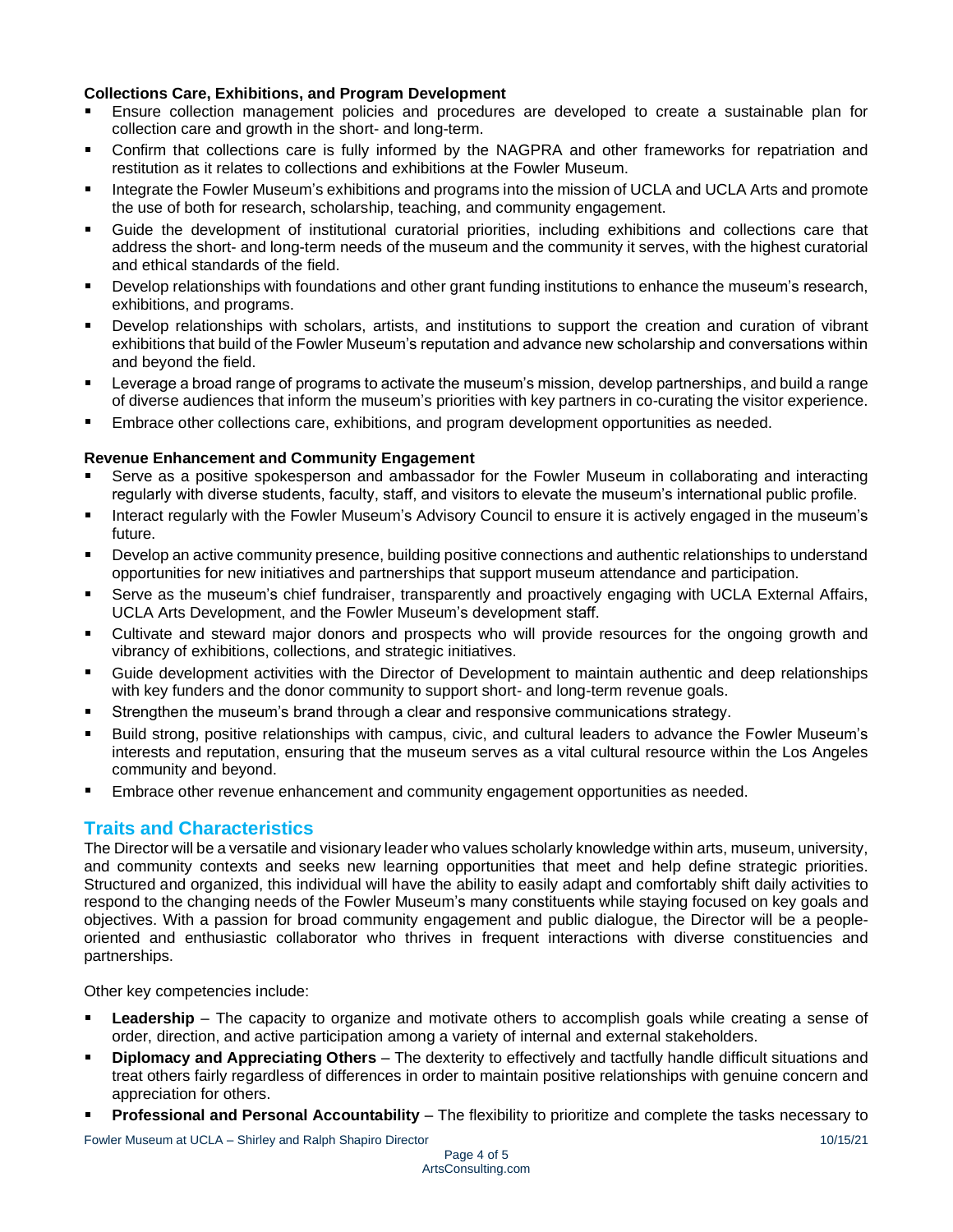**Collections Care, Exhibitions, and Program Development**

- Ensure collection management policies and procedures are developed to create a sustainable plan for collection care and growth in the short- and long-term.
- Confirm that collections care is fully informed by the NAGPRA and other frameworks for repatriation and restitution as it relates to collections and exhibitions at the Fowler Museum.
- Integrate the Fowler Museum's exhibitions and programs into the mission of UCLA and UCLA Arts and promote the use of both for research, scholarship, teaching, and community engagement.
- Guide the development of institutional curatorial priorities, including exhibitions and collections care that address the short- and long-term needs of the museum and the community it serves, with the highest curatorial and ethical standards of the field.
- Develop relationships with foundations and other grant funding institutions to enhance the museum's research, exhibitions, and programs.
- Develop relationships with scholars, artists, and institutions to support the creation and curation of vibrant exhibitions that build of the Fowler Museum's reputation and advance new scholarship and conversations within and beyond the field.
- Leverage a broad range of programs to activate the museum's mission, develop partnerships, and build a range of diverse audiences that inform the museum's priorities with key partners in co-curating the visitor experience.
- Embrace other collections care, exhibitions, and program development opportunities as needed.

**Revenue Enhancement and Community Engagement**

- Serve as a positive spokesperson and ambassador for the Fowler Museum in collaborating and interacting regularly with diverse students, faculty, staff, and visitors to elevate the museum's international public profile.
- Interact regularly with the Fowler Museum's Advisory Council to ensure it is actively engaged in the museum's future.
- Develop an active community presence, building positive connections and authentic relationships to understand opportunities for new initiatives and partnerships that support museum attendance and participation.
- Serve as the museum's chief fundraiser, transparently and proactively engaging with UCLA External Affairs, UCLA Arts Development, and the Fowler Museum's development staff.
- Cultivate and steward major donors and prospects who will provide resources for the ongoing growth and vibrancy of exhibitions, collections, and strategic initiatives.
- Guide development activities with the Director of Development to maintain authentic and deep relationships with key funders and the donor community to support short- and long-term revenue goals.
- Strengthen the museum's brand through a clear and responsive communications strategy.
- Build strong, positive relationships with campus, civic, and cultural leaders to advance the Fowler Museum's interests and reputation, ensuring that the museum serves as a vital cultural resource within the Los Angeles community and beyond.
- Embrace other revenue enhancement and community engagement opportunities as needed.

## Traits and Characteristics

The Director will be a versatile and visionary leader who values scholarly knowledge within arts, museum, university, and community contexts and seeks new learning opportunities that meet and help define strategic priorities. Structured and organized, this individual will have the ability to easily adapt and comfortably shift daily activities to respond to the changing needs of the Fowler Museum's many constituents while staying focused on key goals and objectives. With a passion for broad community engagement and public dialogue, the Director will be a people-oriented and enthusiastic collaborator who thrives in frequent interactions with diverse constituencies and partnerships.

Other key competencies include:

- **Leadership** – The capacity to organize and motivate others to accomplish goals while creating a sense of order, direction, and active participation among a variety of internal and external stakeholders.
- **Diplomacy and Appreciating Others** – The dexterity to effectively and tactfully handle difficult situations and treat others fairly regardless of differences in order to maintain positive relationships with genuine concern and appreciation for others.
- **Professional and Personal Accountability** – The flexibility to prioritize and complete the tasks necessary to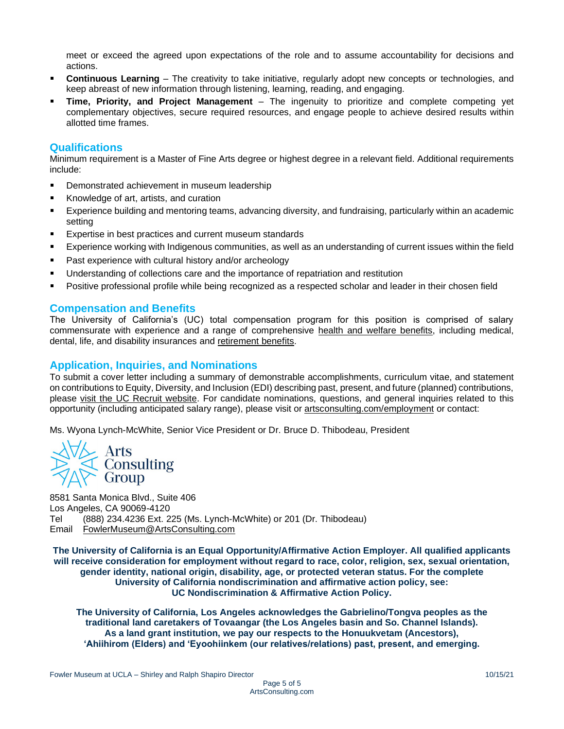meet or exceed the agreed upon expectations of the role and to assume accountability for decisions and actions.

- **Continuous Learning** – The creativity to take initiative, regularly adopt new concepts or technologies, and keep abreast of new information through listening, learning, reading, and engaging.
- **Time, Priority, and Project Management** – The ingenuity to prioritize and complete competing yet complementary objectives, secure required resources, and engage people to achieve desired results within allotted time frames.

## Qualifications

Minimum requirement is a Master of Fine Arts degree or highest degree in a relevant field. Additional requirements include:

- Demonstrated achievement in museum leadership
- Knowledge of art, artists, and curation
- Experience building and mentoring teams, advancing diversity, and fundraising, particularly within an academic setting
- Expertise in best practices and current museum standards
- Experience working with Indigenous communities, as well as an understanding of current issues within the field
- Past experience with cultural history and/or archeology
- Understanding of collections care and the importance of repatriation and restitution
- Positive professional profile while being recognized as a respected scholar and leader in their chosen field

## Compensation and Benefits

The University of California's (UC) total compensation program for this position is comprised of salary commensurate with experience and a range of comprehensive health and welfare benefits, including medical, dental, life, and disability insurances and retirement benefits.

## Application, Inquiries, and Nominations

To submit a cover letter including a summary of demonstrable accomplishments, curriculum vitae, and statement on contributions to Equity, Diversity, and Inclusion (EDI) describing past, present, and future (planned) contributions, please visit the UC Recruit website. For candidate nominations, questions, and general inquiries related to this opportunity (including anticipated salary range), please visit or artsconsulting.com/employment or contact:

Ms. Wyona Lynch-McWhite, Senior Vice President or Dr. Bruce D. Thibodeau, President

Arts Consulting Group

8581 Santa Monica Blvd., Suite 406
Los Angeles, CA 90069-4120
Tel (888) 234.4236 Ext. 225 (Ms. Lynch-McWhite) or 201 (Dr. Thibodeau)
Email FowlerMuseum@ArtsConsulting.com

**The University of California is an Equal Opportunity/Affirmative Action Employer. All qualified applicants will receive consideration for employment without regard to race, color, religion, sex, sexual orientation, gender identity, national origin, disability, age, or protected veteran status. For the complete University of California nondiscrimination and affirmative action policy, see: UC Nondiscrimination & Affirmative Action Policy.**

**The University of California, Los Angeles acknowledges the Gabrielino/Tongva peoples as the traditional land caretakers of Tovaangar (the Los Angeles basin and So. Channel Islands). As a land grant institution, we pay our respects to the Honuukvetam (Ancestors), 'Ahiihirom (Elders) and 'Eyoohiinkem (our relatives/relations) past, present, and emerging.**